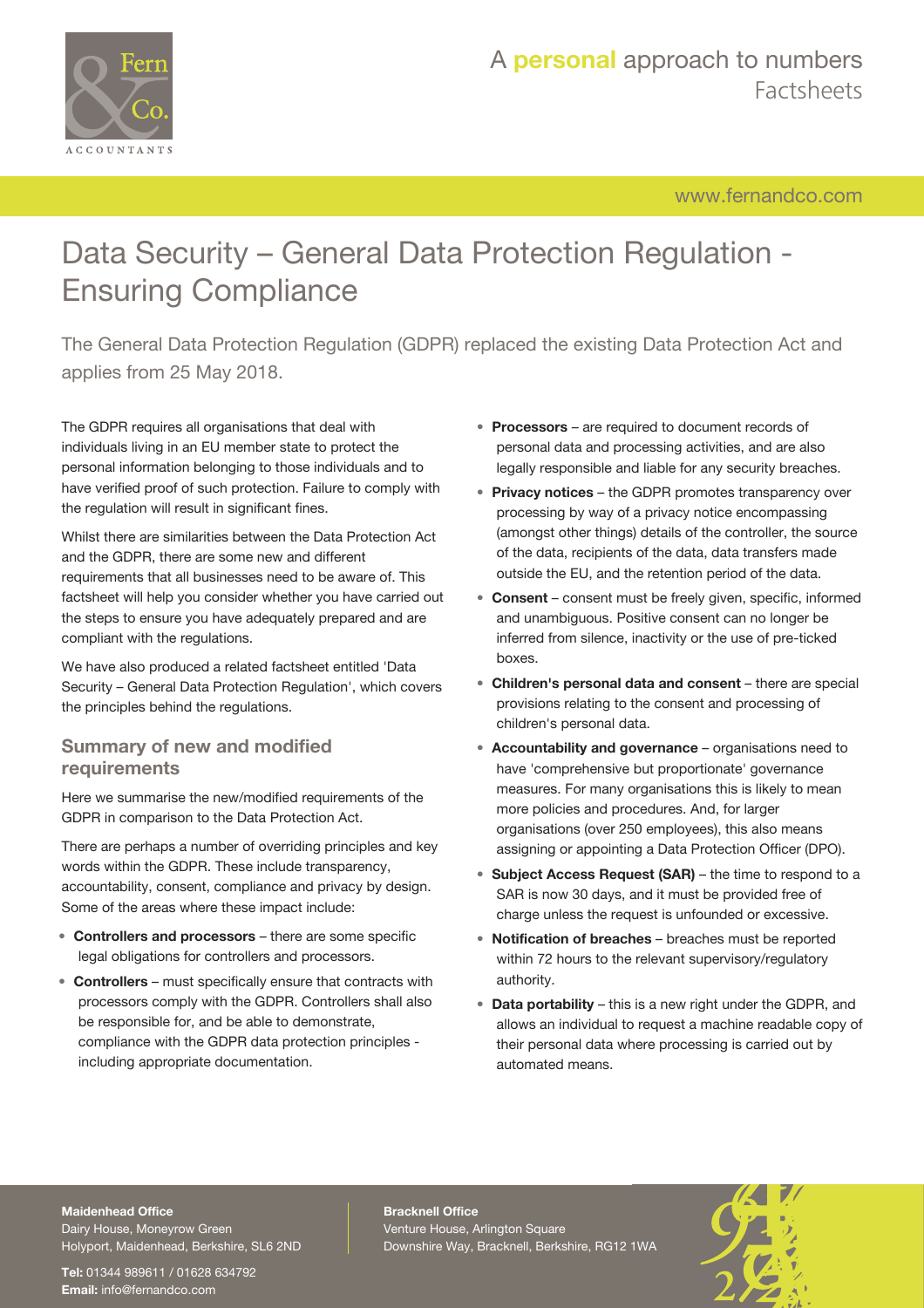# Data Security – General Data Protection Regulation - Ensuring Compliance

The General Data Protection Regulation (GDPR) replaced the existing Data Protection Act and applies from 25 May 2018.

The GDPR requires all organisations that deal with individuals living in an EU member state to protect the personal information belonging to those individuals and to have verified proof of such protection. Failure to comply with the regulation will result in significant fines.

Whilst there are similarities between the Data Protection Act and the GDPR, there are some new and different requirements that all businesses need to be aware of. This factsheet will help you consider whether you have carried out the steps to ensure you have adequately prepared and are compliant with the regulations.

We have also produced a related factsheet entitled 'Data Security – General Data Protection Regulation', which covers the principles behind the regulations.

## Summary of new and modified requirements

Here we summarise the new/modified requirements of the GDPR in comparison to the Data Protection Act.

There are perhaps a number of overriding principles and key words within the GDPR. These include transparency, accountability, consent, compliance and privacy by design. Some of the areas where these impact include:

- **Controllers and processors** – there are some specific legal obligations for controllers and processors.
- **Controllers** – must specifically ensure that contracts with processors comply with the GDPR. Controllers shall also be responsible for, and be able to demonstrate, compliance with the GDPR data protection principles - including appropriate documentation.
- **Processors** – are required to document records of personal data and processing activities, and are also legally responsible and liable for any security breaches.
- **Privacy notices** – the GDPR promotes transparency over processing by way of a privacy notice encompassing (amongst other things) details of the controller, the source of the data, recipients of the data, data transfers made outside the EU, and the retention period of the data.
- **Consent** – consent must be freely given, specific, informed and unambiguous. Positive consent can no longer be inferred from silence, inactivity or the use of pre-ticked boxes.
- **Children's personal data and consent** – there are special provisions relating to the consent and processing of children's personal data.
- **Accountability and governance** – organisations need to have 'comprehensive but proportionate' governance measures. For many organisations this is likely to mean more policies and procedures. And, for larger organisations (over 250 employees), this also means assigning or appointing a Data Protection Officer (DPO).
- **Subject Access Request (SAR)** – the time to respond to a SAR is now 30 days, and it must be provided free of charge unless the request is unfounded or excessive.
- **Notification of breaches** – breaches must be reported within 72 hours to the relevant supervisory/regulatory authority.
- **Data portability** – this is a new right under the GDPR, and allows an individual to request a machine readable copy of their personal data where processing is carried out by automated means.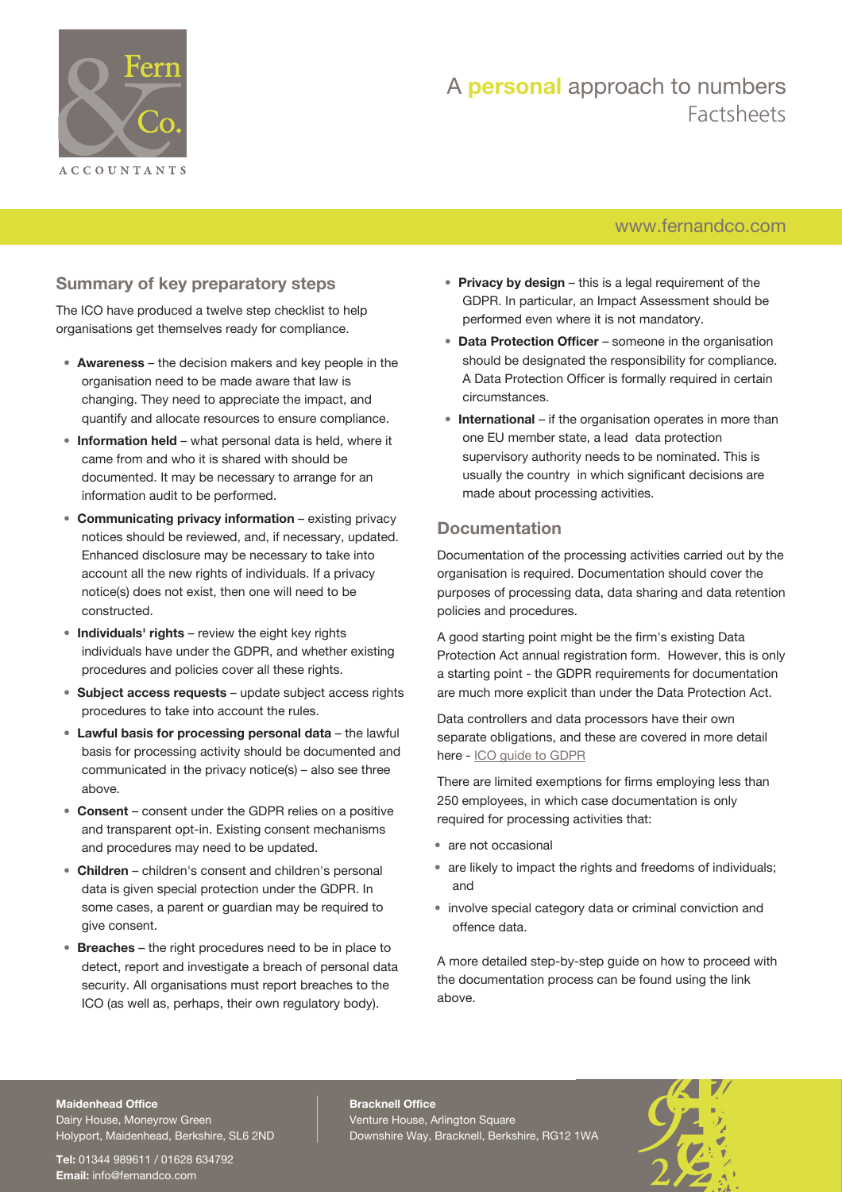## Summary of key preparatory steps

The ICO have produced a twelve step checklist to help organisations get themselves ready for compliance.

- **Awareness** – the decision makers and key people in the organisation need to be made aware that law is changing. They need to appreciate the impact, and quantify and allocate resources to ensure compliance.
- **Information held** – what personal data is held, where it came from and who it is shared with should be documented. It may be necessary to arrange for an information audit to be performed.
- **Communicating privacy information** – existing privacy notices should be reviewed, and, if necessary, updated. Enhanced disclosure may be necessary to take into account all the new rights of individuals. If a privacy notice(s) does not exist, then one will need to be constructed.
- **Individuals' rights** – review the eight key rights individuals have under the GDPR, and whether existing procedures and policies cover all these rights.
- **Subject access requests** – update subject access rights procedures to take into account the rules.
- **Lawful basis for processing personal data** – the lawful basis for processing activity should be documented and communicated in the privacy notice(s) – also see three above.
- **Consent** – consent under the GDPR relies on a positive and transparent opt-in. Existing consent mechanisms and procedures may need to be updated.
- **Children** – children's consent and children's personal data is given special protection under the GDPR. In some cases, a parent or guardian may be required to give consent.
- **Breaches** – the right procedures need to be in place to detect, report and investigate a breach of personal data security. All organisations must report breaches to the ICO (as well as, perhaps, their own regulatory body).
- **Privacy by design** – this is a legal requirement of the GDPR. In particular, an Impact Assessment should be performed even where it is not mandatory.
- **Data Protection Officer** – someone in the organisation should be designated the responsibility for compliance. A Data Protection Officer is formally required in certain circumstances.
- **International** – if the organisation operates in more than one EU member state, a lead data protection supervisory authority needs to be nominated. This is usually the country in which significant decisions are made about processing activities.

## Documentation

Documentation of the processing activities carried out by the organisation is required. Documentation should cover the purposes of processing data, data sharing and data retention policies and procedures.

A good starting point might be the firm's existing Data Protection Act annual registration form. However, this is only a starting point - the GDPR requirements for documentation are much more explicit than under the Data Protection Act.

Data controllers and data processors have their own separate obligations, and these are covered in more detail here - ICO guide to GDPR

There are limited exemptions for firms employing less than 250 employees, in which case documentation is only required for processing activities that:

- are not occasional
- are likely to impact the rights and freedoms of individuals; and
- involve special category data or criminal conviction and offence data.

A more detailed step-by-step guide on how to proceed with the documentation process can be found using the link above.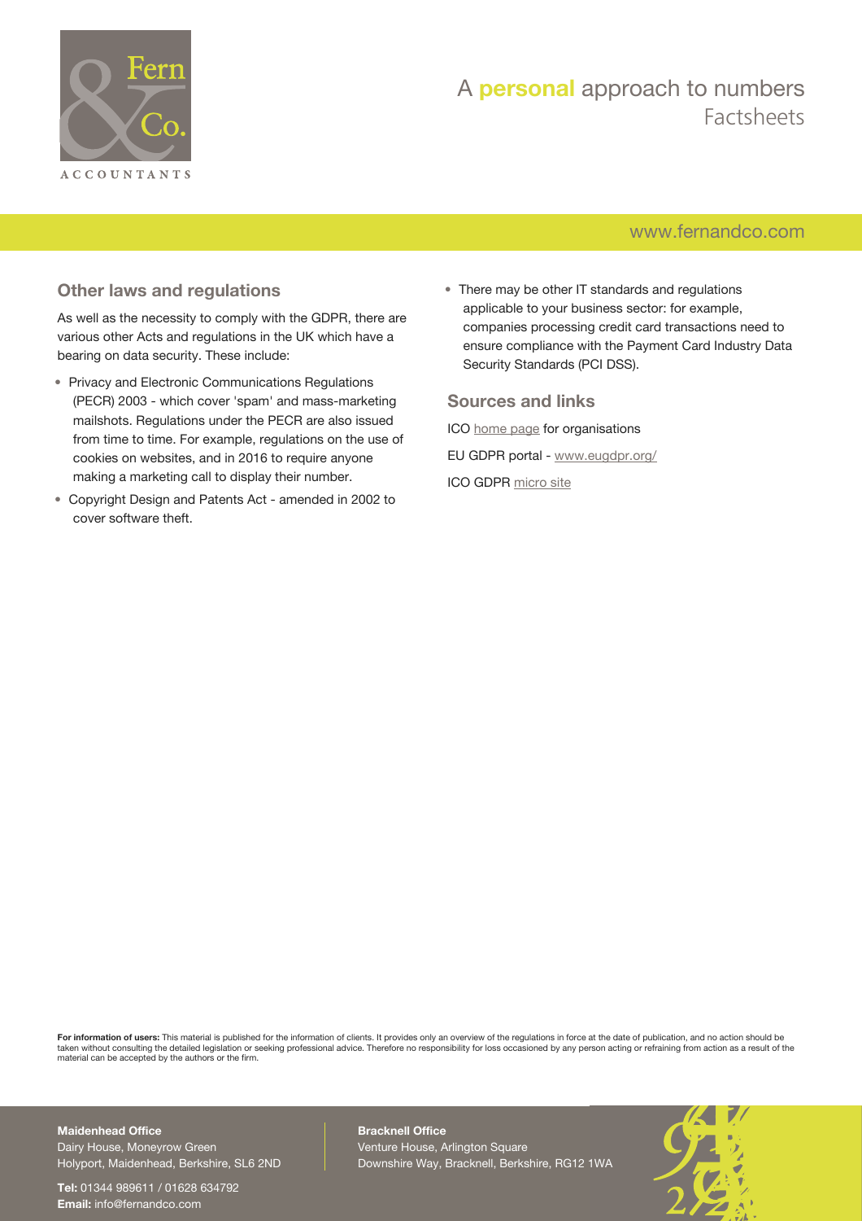## Other laws and regulations

As well as the necessity to comply with the GDPR, there are various other Acts and regulations in the UK which have a bearing on data security. These include:

- Privacy and Electronic Communications Regulations (PECR) 2003 - which cover 'spam' and mass-marketing mailshots. Regulations under the PECR are also issued from time to time. For example, regulations on the use of cookies on websites, and in 2016 to require anyone making a marketing call to display their number.
- Copyright Design and Patents Act - amended in 2002 to cover software theft.
- There may be other IT standards and regulations applicable to your business sector: for example, companies processing credit card transactions need to ensure compliance with the Payment Card Industry Data Security Standards (PCI DSS).

## Sources and links

ICO home page for organisations

EU GDPR portal - www.eugdpr.org/

ICO GDPR micro site

**For information of users:** This material is published for the information of clients. It provides only an overview of the regulations in force at the date of publication, and no action should be taken without consulting the detailed legislation or seeking professional advice. Therefore no responsibility for loss occasioned by any person acting or refraining from action as a result of the material can be accepted by the authors or the firm.

**Maidenhead Office**
Dairy House, Moneyrow Green
Holyport, Maidenhead, Berkshire, SL6 2ND

**Tel:** 01344 989611 / 01628 634792
**Email:** info@fernandco.com

**Bracknell Office**
Venture House, Arlington Square
Downshire Way, Bracknell, Berkshire, RG12 1WA